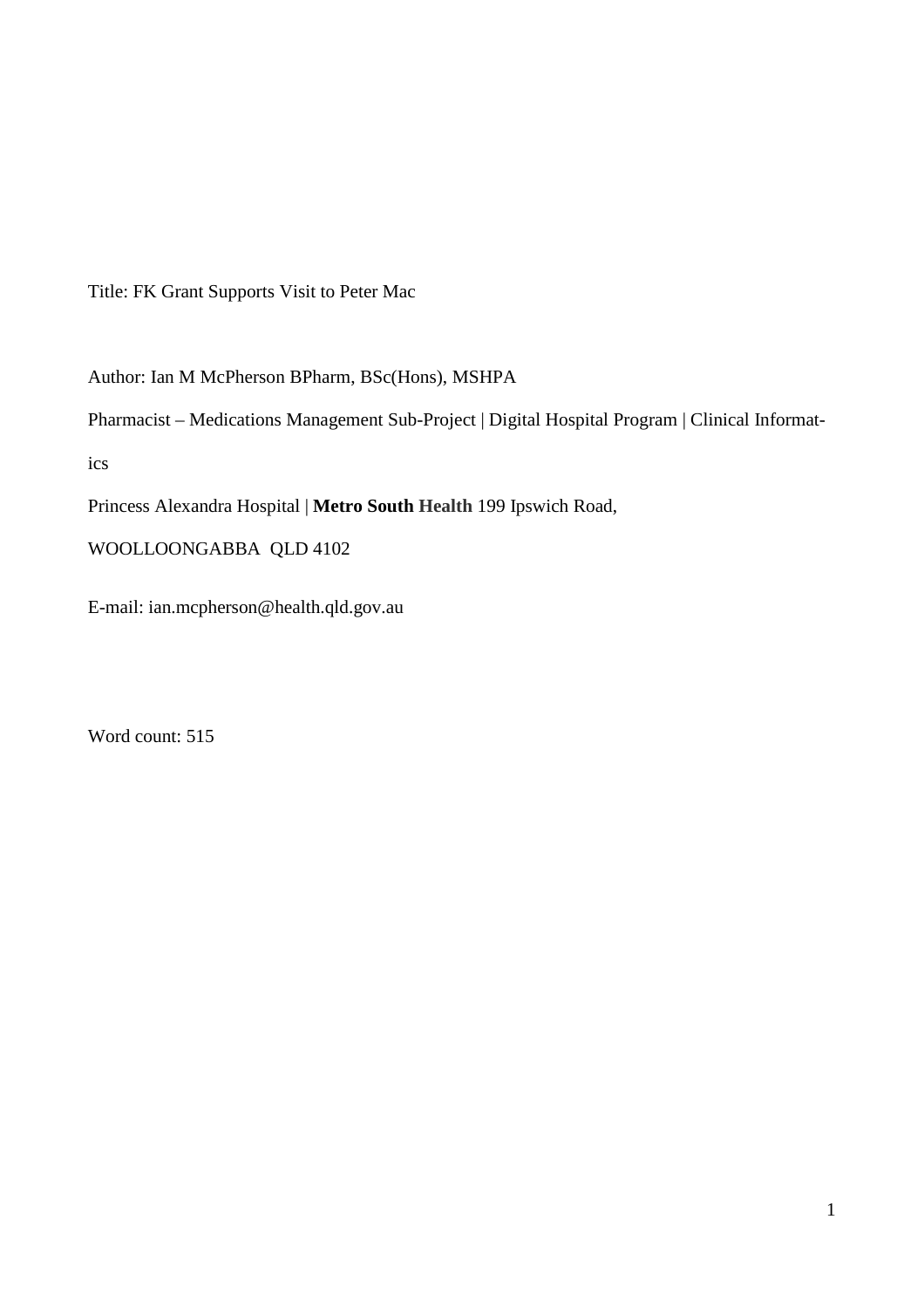Title: FK Grant Supports Visit to Peter Mac

Author: Ian M McPherson BPharm, BSc(Hons), MSHPA

Pharmacist – Medications Management Sub-Project | Digital Hospital Program | Clinical Informatics

Princess Alexandra Hospital | **Metro South Health** 199 Ipswich Road,

WOOLLOONGABBA QLD 4102

E-mail: ian.mcpherson@health.qld.gov.au

Word count: 515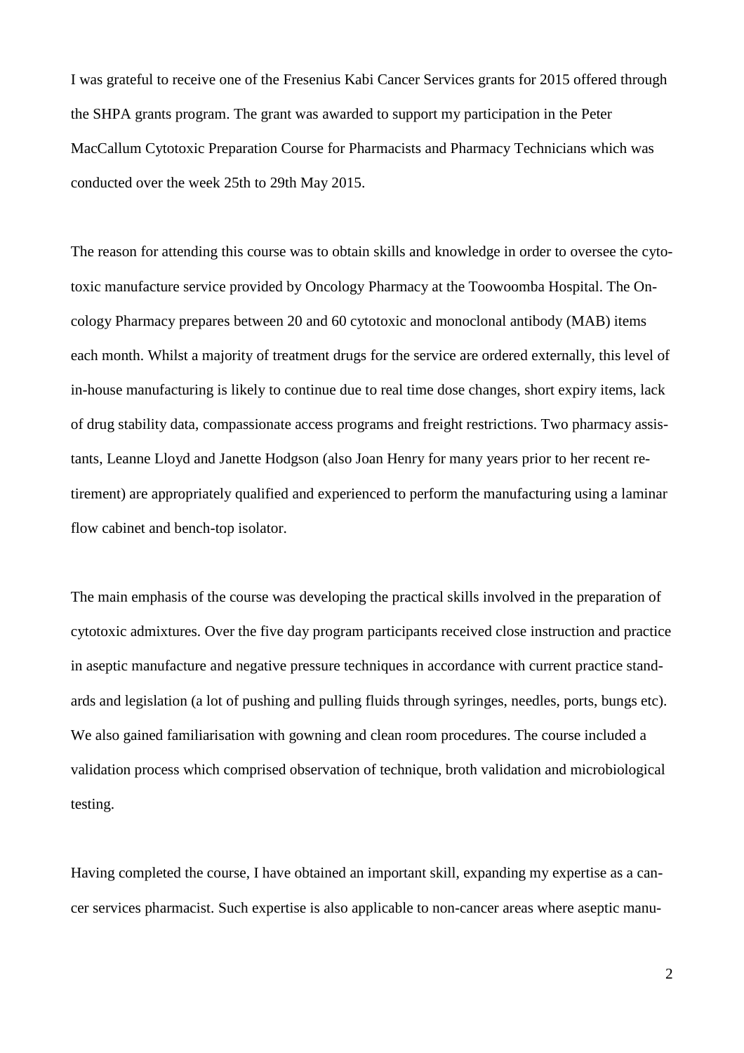I was grateful to receive one of the Fresenius Kabi Cancer Services grants for 2015 offered through the SHPA grants program. The grant was awarded to support my participation in the Peter MacCallum Cytotoxic Preparation Course for Pharmacists and Pharmacy Technicians which was conducted over the week 25th to 29th May 2015.

The reason for attending this course was to obtain skills and knowledge in order to oversee the cytotoxic manufacture service provided by Oncology Pharmacy at the Toowoomba Hospital. The Oncology Pharmacy prepares between 20 and 60 cytotoxic and monoclonal antibody (MAB) items each month. Whilst a majority of treatment drugs for the service are ordered externally, this level of in-house manufacturing is likely to continue due to real time dose changes, short expiry items, lack of drug stability data, compassionate access programs and freight restrictions. Two pharmacy assistants, Leanne Lloyd and Janette Hodgson (also Joan Henry for many years prior to her recent retirement) are appropriately qualified and experienced to perform the manufacturing using a laminar flow cabinet and bench-top isolator.

The main emphasis of the course was developing the practical skills involved in the preparation of cytotoxic admixtures. Over the five day program participants received close instruction and practice in aseptic manufacture and negative pressure techniques in accordance with current practice standards and legislation (a lot of pushing and pulling fluids through syringes, needles, ports, bungs etc). We also gained familiarisation with gowning and clean room procedures. The course included a validation process which comprised observation of technique, broth validation and microbiological testing.

Having completed the course, I have obtained an important skill, expanding my expertise as a cancer services pharmacist. Such expertise is also applicable to non-cancer areas where aseptic manu-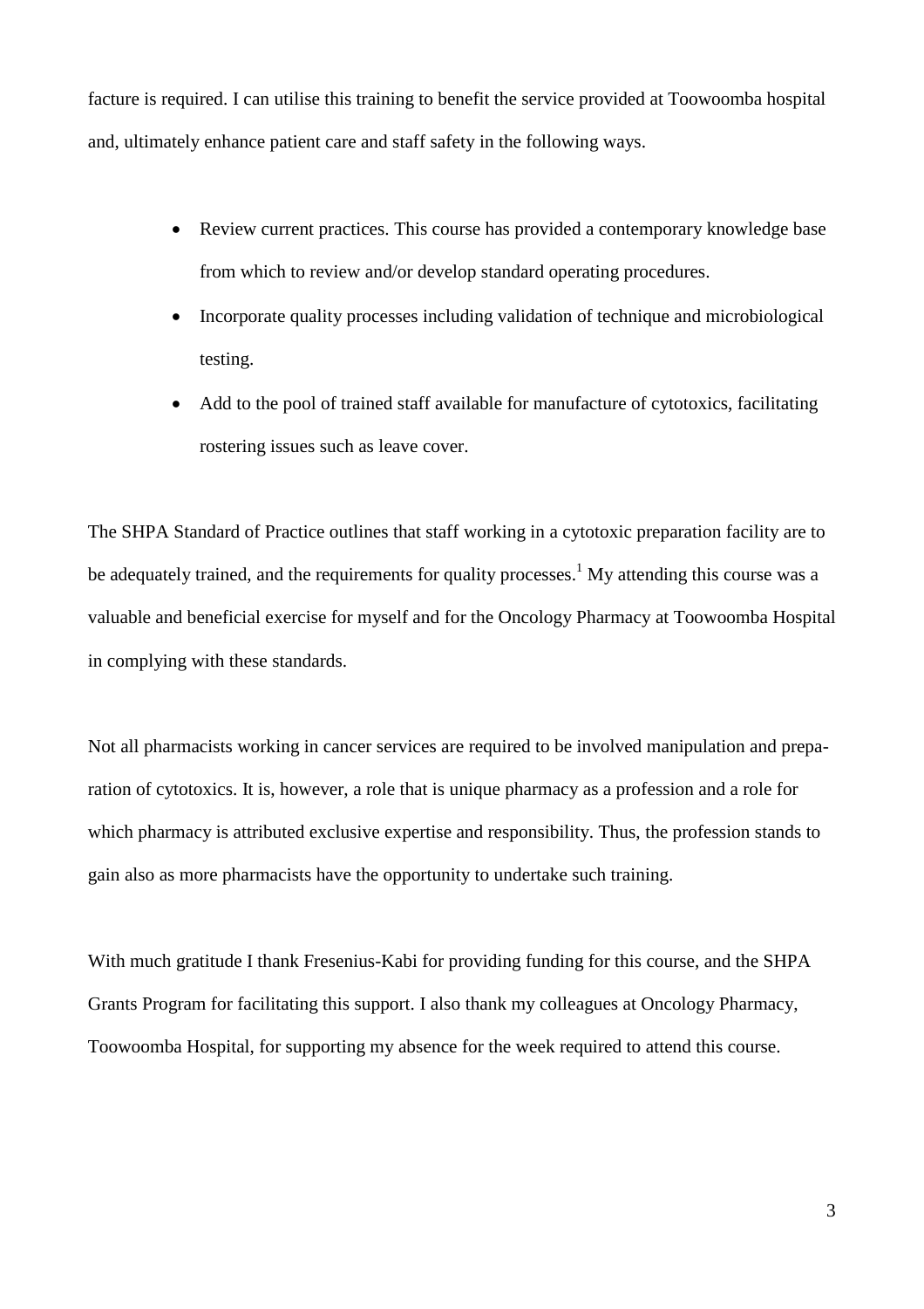facture is required. I can utilise this training to benefit the service provided at Toowoomba hospital and, ultimately enhance patient care and staff safety in the following ways.

- Review current practices. This course has provided a contemporary knowledge base from which to review and/or develop standard operating procedures.
- Incorporate quality processes including validation of technique and microbiological testing.
- Add to the pool of trained staff available for manufacture of cytotoxics, facilitating rostering issues such as leave cover.

The SHPA Standard of Practice outlines that staff working in a cytotoxic preparation facility are to be adequately trained, and the requirements for quality processes.[1] My attending this course was a valuable and beneficial exercise for myself and for the Oncology Pharmacy at Toowoomba Hospital in complying with these standards.

Not all pharmacists working in cancer services are required to be involved manipulation and preparation of cytotoxics. It is, however, a role that is unique pharmacy as a profession and a role for which pharmacy is attributed exclusive expertise and responsibility. Thus, the profession stands to gain also as more pharmacists have the opportunity to undertake such training.

With much gratitude I thank Fresenius-Kabi for providing funding for this course, and the SHPA Grants Program for facilitating this support. I also thank my colleagues at Oncology Pharmacy, Toowoomba Hospital, for supporting my absence for the week required to attend this course.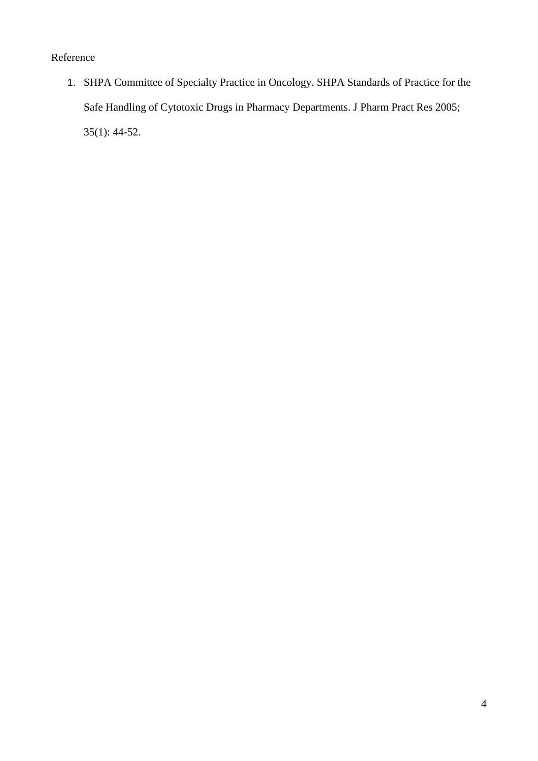Reference

1. SHPA Committee of Specialty Practice in Oncology. SHPA Standards of Practice for the Safe Handling of Cytotoxic Drugs in Pharmacy Departments. J Pharm Pract Res 2005; 35(1): 44-52.